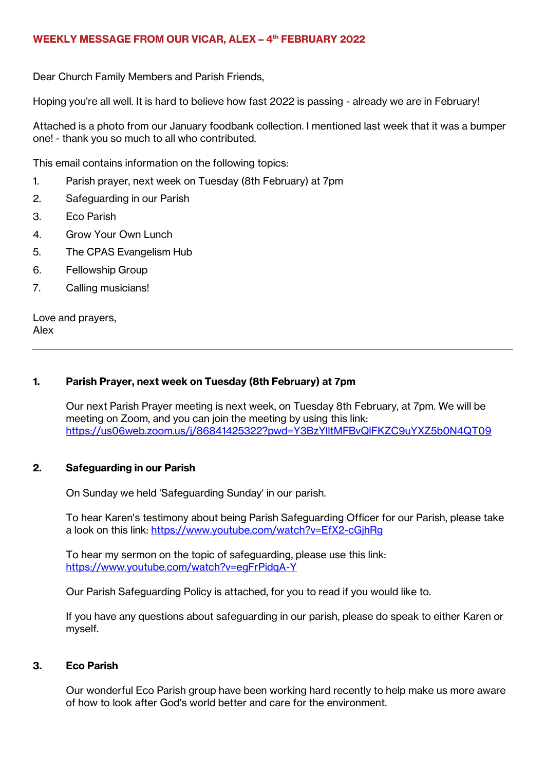# WEEKLY MESSAGE FROM OUR VICAR, ALEX – 4th FEBRUARY 2022

Dear Church Family Members and Parish Friends,

Hoping you're all well. It is hard to believe how fast 2022 is passing - already we are in February!

Attached is a photo from our January foodbank collection. I mentioned last week that it was a bumper one! - thank you so much to all who contributed.

This email contains information on the following topics:

1. Parish prayer, next week on Tuesday (8th February) at 7pm
2. Safeguarding in our Parish
3. Eco Parish
4. Grow Your Own Lunch
5. The CPAS Evangelism Hub
6. Fellowship Group
7. Calling musicians!

Love and prayers,
Alex

---

## 1. Parish Prayer, next week on Tuesday (8th February) at 7pm

Our next Parish Prayer meeting is next week, on Tuesday 8th February, at 7pm. We will be meeting on Zoom, and you can join the meeting by using this link: https://us06web.zoom.us/j/86841425322?pwd=Y3BzYlltMFBvQlFKZC9uYXZ5b0N4QT09

## 2. Safeguarding in our Parish

On Sunday we held 'Safeguarding Sunday' in our parish.

To hear Karen's testimony about being Parish Safeguarding Officer for our Parish, please take a look on this link: https://www.youtube.com/watch?v=EfX2-cGjhRg

To hear my sermon on the topic of safeguarding, please use this link: https://www.youtube.com/watch?v=egFrPidqA-Y

Our Parish Safeguarding Policy is attached, for you to read if you would like to.

If you have any questions about safeguarding in our parish, please do speak to either Karen or myself.

## 3. Eco Parish

Our wonderful Eco Parish group have been working hard recently to help make us more aware of how to look after God's world better and care for the environment.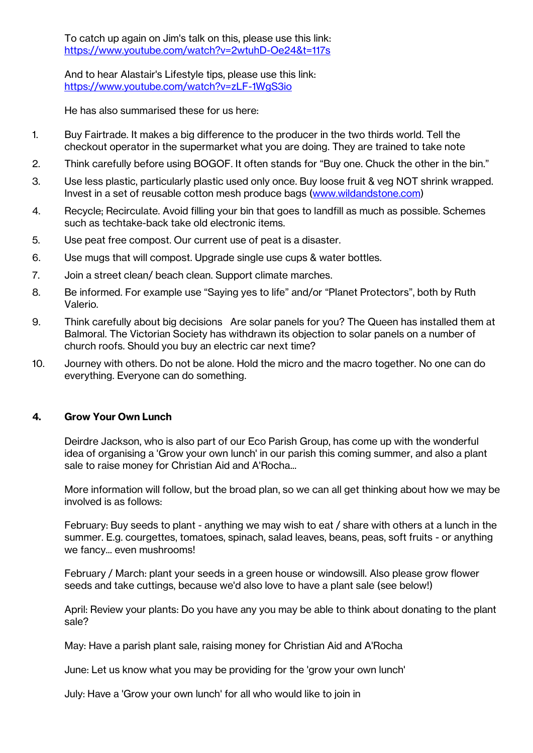To catch up again on Jim's talk on this, please use this link:
https://www.youtube.com/watch?v=2wtuhD-Oe24&t=117s

And to hear Alastair's Lifestyle tips, please use this link:
https://www.youtube.com/watch?v=zLF-1WgS3io

He has also summarised these for us here:

1. Buy Fairtrade. It makes a big difference to the producer in the two thirds world. Tell the checkout operator in the supermarket what you are doing. They are trained to take note
2. Think carefully before using BOGOF. It often stands for "Buy one. Chuck the other in the bin."
3. Use less plastic, particularly plastic used only once. Buy loose fruit & veg NOT shrink wrapped. Invest in a set of reusable cotton mesh produce bags (www.wildandstone.com)
4. Recycle; Recirculate. Avoid filling your bin that goes to landfill as much as possible. Schemes such as techtake-back take old electronic items.
5. Use peat free compost. Our current use of peat is a disaster.
6. Use mugs that will compost. Upgrade single use cups & water bottles.
7. Join a street clean/ beach clean. Support climate marches.
8. Be informed. For example use "Saying yes to life" and/or "Planet Protectors", both by Ruth Valerio.
9. Think carefully about big decisions Are solar panels for you? The Queen has installed them at Balmoral. The Victorian Society has withdrawn its objection to solar panels on a number of church roofs. Should you buy an electric car next time?
10. Journey with others. Do not be alone. Hold the micro and the macro together. No one can do everything. Everyone can do something.

## 4. Grow Your Own Lunch

Deirdre Jackson, who is also part of our Eco Parish Group, has come up with the wonderful idea of organising a 'Grow your own lunch' in our parish this coming summer, and also a plant sale to raise money for Christian Aid and A'Rocha...

More information will follow, but the broad plan, so we can all get thinking about how we may be involved is as follows:

February: Buy seeds to plant - anything we may wish to eat / share with others at a lunch in the summer. E.g. courgettes, tomatoes, spinach, salad leaves, beans, peas, soft fruits - or anything we fancy... even mushrooms!

February / March: plant your seeds in a green house or windowsill. Also please grow flower seeds and take cuttings, because we'd also love to have a plant sale (see below!)

April: Review your plants: Do you have any you may be able to think about donating to the plant sale?

May: Have a parish plant sale, raising money for Christian Aid and A'Rocha

June: Let us know what you may be providing for the 'grow your own lunch'

July: Have a 'Grow your own lunch' for all who would like to join in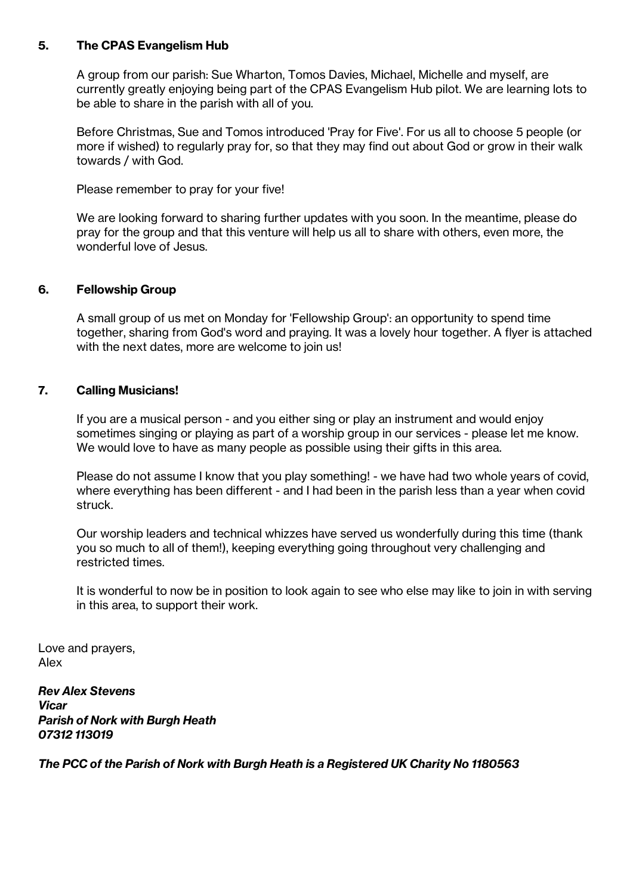### 5. The CPAS Evangelism Hub

A group from our parish: Sue Wharton, Tomos Davies, Michael, Michelle and myself, are currently greatly enjoying being part of the CPAS Evangelism Hub pilot. We are learning lots to be able to share in the parish with all of you.

Before Christmas, Sue and Tomos introduced 'Pray for Five'. For us all to choose 5 people (or more if wished) to regularly pray for, so that they may find out about God or grow in their walk towards / with God.

Please remember to pray for your five!

We are looking forward to sharing further updates with you soon. In the meantime, please do pray for the group and that this venture will help us all to share with others, even more, the wonderful love of Jesus.

### 6. Fellowship Group

A small group of us met on Monday for 'Fellowship Group': an opportunity to spend time together, sharing from God's word and praying. It was a lovely hour together. A flyer is attached with the next dates, more are welcome to join us!

### 7. Calling Musicians!

If you are a musical person - and you either sing or play an instrument and would enjoy sometimes singing or playing as part of a worship group in our services - please let me know. We would love to have as many people as possible using their gifts in this area.

Please do not assume I know that you play something! - we have had two whole years of covid, where everything has been different - and I had been in the parish less than a year when covid struck.

Our worship leaders and technical whizzes have served us wonderfully during this time (thank you so much to all of them!), keeping everything going throughout very challenging and restricted times.

It is wonderful to now be in position to look again to see who else may like to join in with serving in this area, to support their work.

Love and prayers,
Alex

***Rev Alex Stevens***
***Vicar***
***Parish of Nork with Burgh Heath***
***07312 113019***

***The PCC of the Parish of Nork with Burgh Heath is a Registered UK Charity No 1180563***